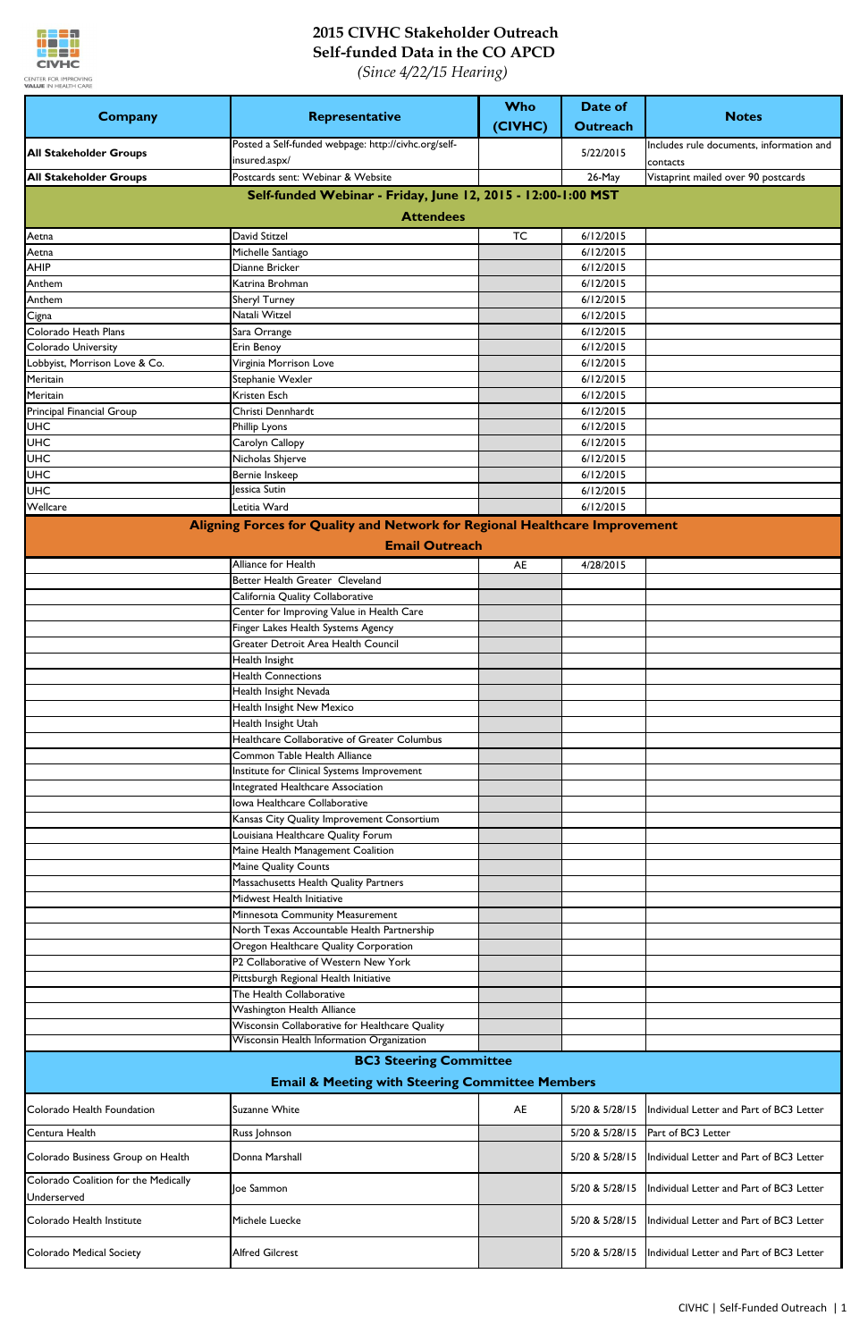# 2015 CIVHC Stakeholder Outreach
## Self-funded Data in the CO APCD
*(Since 4/22/15 Hearing)*

| Company | Representative | Who (CIVHC) | Date of Outreach | Notes |
|---|---|---|---|---|
| **All Stakeholder Groups** | Posted a Self-funded webpage: http://civhc.org/self-insured.aspx/ | | 5/22/2015 | Includes rule documents, information and contacts |
| **All Stakeholder Groups** | Postcards sent: Webinar & Website | | 26-May | Vistaprint mailed over 90 postcards |
| **Self-funded Webinar - Friday, June 12, 2015 - 12:00-1:00 MST** | | | | |
| **Attendees** | | | | |
| Aetna | David Stitzel | TC | 6/12/2015 | |
| Aetna | Michelle Santiago | | 6/12/2015 | |
| AHIP | Dianne Bricker | | 6/12/2015 | |
| Anthem | Katrina Brohman | | 6/12/2015 | |
| Anthem | Sheryl Turney | | 6/12/2015 | |
| Cigna | Natali Witzel | | 6/12/2015 | |
| Colorado Heath Plans | Sara Orrange | | 6/12/2015 | |
| Colorado University | Erin Benoy | | 6/12/2015 | |
| Lobbyist, Morrison Love & Co. | Virginia Morrison Love | | 6/12/2015 | |
| Meritain | Stephanie Wexler | | 6/12/2015 | |
| Meritain | Kristen Esch | | 6/12/2015 | |
| Principal Financial Group | Christi Dennhardt | | 6/12/2015 | |
| UHC | Phillip Lyons | | 6/12/2015 | |
| UHC | Carolyn Callopy | | 6/12/2015 | |
| UHC | Nicholas Shjerve | | 6/12/2015 | |
| UHC | Bernie Inskeep | | 6/12/2015 | |
| UHC | Jessica Sutin | | 6/12/2015 | |
| Wellcare | Letitia Ward | | 6/12/2015 | |
| **Aligning Forces for Quality and Network for Regional Healthcare Improvement** | | | | |
| **Email Outreach** | | | | |
| | Alliance for Health | AE | 4/28/2015 | |
| | Better Health Greater Cleveland | | | |
| | California Quality Collaborative | | | |
| | Center for Improving Value in Health Care | | | |
| | Finger Lakes Health Systems Agency | | | |
| | Greater Detroit Area Health Council | | | |
| | Health Insight | | | |
| | Health Connections | | | |
| | Health Insight Nevada | | | |
| | Health Insight New Mexico | | | |
| | Health Insight Utah | | | |
| | Healthcare Collaborative of Greater Columbus | | | |
| | Common Table Health Alliance | | | |
| | Institute for Clinical Systems Improvement | | | |
| | Integrated Healthcare Association | | | |
| | Iowa Healthcare Collaborative | | | |
| | Kansas City Quality Improvement Consortium | | | |
| | Louisiana Healthcare Quality Forum | | | |
| | Maine Health Management Coalition | | | |
| | Maine Quality Counts | | | |
| | Massachusetts Health Quality Partners | | | |
| | Midwest Health Initiative | | | |
| | Minnesota Community Measurement | | | |
| | North Texas Accountable Health Partnership | | | |
| | Oregon Healthcare Quality Corporation | | | |
| | P2 Collaborative of Western New York | | | |
| | Pittsburgh Regional Health Initiative | | | |
| | The Health Collaborative | | | |
| | Washington Health Alliance | | | |
| | Wisconsin Collaborative for Healthcare Quality | | | |
| | Wisconsin Health Information Organization | | | |
| **BC3 Steering Committee** | | | | |
| **Email & Meeting with Steering Committee Members** | | | | |
| Colorado Health Foundation | Suzanne White | AE | 5/20 & 5/28/15 | Individual Letter and Part of BC3 Letter |
| Centura Health | Russ Johnson | | 5/20 & 5/28/15 | Part of BC3 Letter |
| Colorado Business Group on Health | Donna Marshall | | 5/20 & 5/28/15 | Individual Letter and Part of BC3 Letter |
| Colorado Coalition for the Medically Underserved | Joe Sammon | | 5/20 & 5/28/15 | Individual Letter and Part of BC3 Letter |
| Colorado Health Institute | Michele Luecke | | 5/20 & 5/28/15 | Individual Letter and Part of BC3 Letter |
| Colorado Medical Society | Alfred Gilcrest | | 5/20 & 5/28/15 | Individual Letter and Part of BC3 Letter |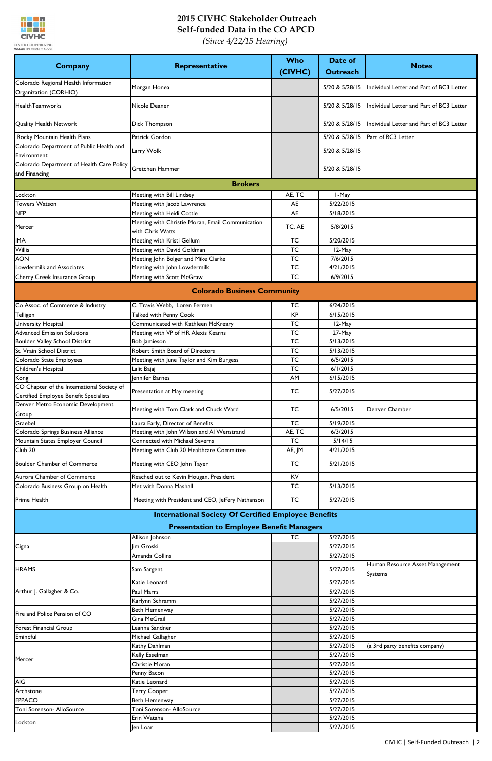# 2015 CIVHC Stakeholder Outreach
# Self-funded Data in the CO APCD
*(Since 4/22/15 Hearing)*

| Company | Representative | Who (CIVHC) | Date of Outreach | Notes |
|---|---|---|---|---|
| Colorado Regional Health Information Organization (CORHIO) | Morgan Honea | | 5/20 & 5/28/15 | Individual Letter and Part of BC3 Letter |
| HealthTeamworks | Nicole Deaner | | 5/20 & 5/28/15 | Individual Letter and Part of BC3 Letter |
| Quality Health Network | Dick Thompson | | 5/20 & 5/28/15 | Individual Letter and Part of BC3 Letter |
| Rocky Mountain Health Plans | Patrick Gordon | | 5/20 & 5/28/15 | Part of BC3 Letter |
| Colorado Department of Public Health and Environment | Larry Wolk | | 5/20 & 5/28/15 | |
| Colorado Department of Health Care Policy and Financing | Gretchen Hammer | | 5/20 & 5/28/15 | |
| **Brokers** | | | | |
| Lockton | Meeting with Bill Lindsey | AE, TC | 1-May | |
| Towers Watson | Meeting with Jacob Lawrence | AE | 5/22/2015 | |
| NFP | Meeting with Heidi Cottle | AE | 5/18/2015 | |
| Mercer | Meeting with Christie Moran, Email Communication with Chris Watts | TC, AE | 5/8/2015 | |
| IMA | Meeting with Kristi Gellum | TC | 5/20/2015 | |
| Willis | Meeting with David Goldman | TC | 12-May | |
| AON | Meeting John Bolger and Mike Clarke | TC | 7/6/2015 | |
| Lowdermilk and Associates | Meeting with John Lowdermilk | TC | 4/21/2015 | |
| Cherry Creek Insurance Group | Meeting with Scott McGraw | TC | 6/9/2015 | |
| **Colorado Business Community** | | | | |
| Co Assoc. of Commerce & Industry | C. Travis Webb, Loren Fermen | TC | 6/24/2015 | |
| Telligen | Talked with Penny Cook | KP | 6/15/2015 | |
| University Hospital | Communicated with Kathleen McKreary | TC | 12-May | |
| Advanced Emission Solutions | Meeting with VP of HR Alexis Kearns | TC | 27-May | |
| Boulder Valley School District | Bob Jamieson | TC | 5/13/2015 | |
| St. Vrain School District | Robert Smith Board of Directors | TC | 5/13/2015 | |
| Colorado State Employees | Meeting with June Taylor and Kim Burgess | TC | 6/5/2015 | |
| Children's Hospital | Lalit Bajaj | TC | 6/1/2015 | |
| Kong | Jennifer Barnes | AM | 6/15/2015 | |
| CO Chapter of the International Society of Certified Employee Benefit Specialists | Presentation at May meeting | TC | 5/27/2015 | |
| Denver Metro Economic Development Group | Meeting with Tom Clark and Chuck Ward | TC | 6/5/2015 | Denver Chamber |
| Graebel | Laura Early, Director of Benefits | TC | 5/19/2015 | |
| Colorado Springs Business Alliance | Meeting with John Wilson and Al Wenstrand | AE, TC | 6/3/2015 | |
| Mountain States Employer Council | Connected with Michael Severns | TC | 5/14/15 | |
| Club 20 | Meeting with Club 20 Healthcare Committee | AE, JM | 4/21/2015 | |
| Boulder Chamber of Commerce | Meeting with CEO John Tayer | TC | 5/21/2015 | |
| Aurora Chamber of Commerce | Reached out to Kevin Hougan, President | KV | | |
| Colorado Business Group on Health | Met with Donna Mashall | TC | 5/13/2015 | |
| Prime Health | Meeting with President and CEO, Jeffery Nathanson | TC | 5/27/2015 | |
| **International Society Of Certified Employee Benefits Presentation to Employee Benefit Managers** | | | | |
| Cigna | Allison Johnson | TC | 5/27/2015 | |
| | Jim Groski | | 5/27/2015 | |
| | Amanda Collins | | 5/27/2015 | |
| HRAMS | Sam Sargent | | 5/27/2015 | Human Resource Asset Management Systems |
| Arthur J. Gallagher & Co. | Katie Leonard | | 5/27/2015 | |
| | Paul Marrs | | 5/27/2015 | |
| | Karlynn Schramm | | 5/27/2015 | |
| Fire and Police Pension of CO | Beth Hemenway | | 5/27/2015 | |
| | Gina MeGrail | | 5/27/2015 | |
| Forest Financial Group | Leanna Sandner | | 5/27/2015 | |
| Emindful | Michael Gallagher | | 5/27/2015 | |
| Mercer | Kathy Dahlman | | 5/27/2015 | (a 3rd party benefits company) |
| | Kelly Esselman | | 5/27/2015 | |
| | Christie Moran | | 5/27/2015 | |
| | Penny Bacon | | 5/27/2015 | |
| AIG | Katie Leonard | | 5/27/2015 | |
| Archstone | Terry Cooper | | 5/27/2015 | |
| FPPACO | Beth Hemenway | | 5/27/2015 | |
| Toni Sorenson- AlloSource | Toni Sorenson- AlloSource | | 5/27/2015 | |
| Lockton | Erin Wataha | | 5/27/2015 | |
| | Jen Loar | | 5/27/2015 | |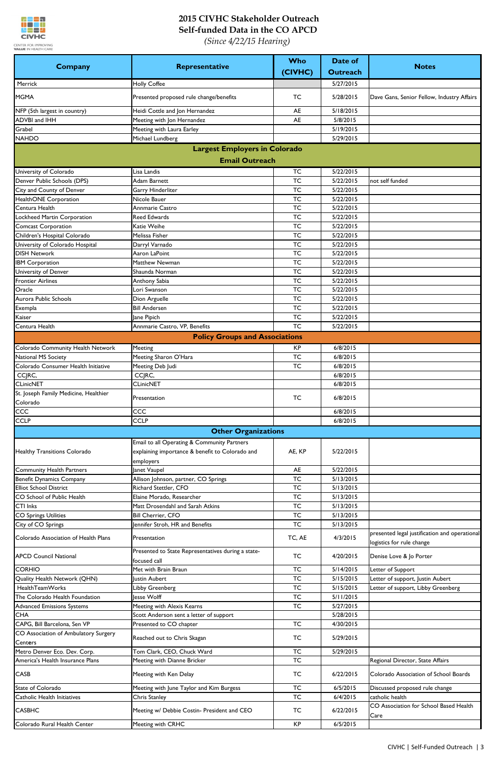# 2015 CIVHC Stakeholder Outreach
## Self-funded Data in the CO APCD
*(Since 4/22/15 Hearing)*

| Company | Representative | Who (CIVHC) | Date of Outreach | Notes |
|---|---|---|---|---|
| Merrick | Holly Coffee | | 5/27/2015 | |
| MGMA | Presented proposed rule change/benefits | TC | 5/28/2015 | Dave Gans, Senior Fellow, Industry Affairs |
| NFP (5th largest in country) | Heidi Cottle and Jon Hernandez | AE | 5/18/2015 | |
| ADVBI and IHH | Meeting with Jon Hernandez | AE | 5/8/2015 | |
| Grabel | Meeting with Laura Earley | | 5/19/2015 | |
| NAHDO | Michael Lundberg | | 5/29/2015 | |
| **Largest Employers in Colorado Email Outreach** | | | | |
| University of Colorado | Lisa Landis | TC | 5/22/2015 | |
| Denver Public Schools (DPS) | Adam Barnett | TC | 5/22/2015 | not self funded |
| City and County of Denver | Garry Hinderliter | TC | 5/22/2015 | |
| HealthONE Corporation | Nicole Bauer | TC | 5/22/2015 | |
| Centura Health | Annmarie Castro | TC | 5/22/2015 | |
| Lockheed Martin Corporation | Reed Edwards | TC | 5/22/2015 | |
| Comcast Corporation | Katie Weihe | TC | 5/22/2015 | |
| Children's Hospital Colorado | Melissa Fisher | TC | 5/22/2015 | |
| University of Colorado Hospital | Darryl Varnado | TC | 5/22/2015 | |
| DISH Network | Aaron LaPoint | TC | 5/22/2015 | |
| IBM Corporation | Matthew Newman | TC | 5/22/2015 | |
| University of Denver | Shaunda Norman | TC | 5/22/2015 | |
| Frontier Airlines | Anthony Sabia | TC | 5/22/2015 | |
| Oracle | Lori Swanson | TC | 5/22/2015 | |
| Aurora Public Schools | Dion Arguelle | TC | 5/22/2015 | |
| Exempla | Bill Andersen | TC | 5/22/2015 | |
| Kaiser | Jane Pipich | TC | 5/22/2015 | |
| Centura Health | Annmarie Castro, VP, Benefits | TC | 5/22/2015 | |
| **Policy Groups and Associations** | | | | |
| Colorado Community Health Network | Meeting | KP | 6/8/2015 | |
| National MS Society | Meeting Sharon O'Hara | TC | 6/8/2015 | |
| Colorado Consumer Health Initiative | Meeting Deb Judi | TC | 6/8/2015 | |
| CCJRC, | CCJRC, | | 6/8/2015 | |
| CLinicNET | CLinicNET | | 6/8/2015 | |
| St. Joseph Family Medicine, Healthier Colorado | Presentation | TC | 6/8/2015 | |
| CCC | CCC | | 6/8/2015 | |
| CCLP | CCLP | | 6/8/2015 | |
| **Other Organizations** | | | | |
| Healthy Transitions Colorado | Email to all Operating & Community Partners explaining importance & benefit to Colorado and employers | AE, KP | 5/22/2015 | |
| Community Health Partners | Janet Vaupel | AE | 5/22/2015 | |
| Benefit Dynamics Company | Allison Johnson, partner, CO Springs | TC | 5/13/2015 | |
| Elliot School District | Richard Stettler, CFO | TC | 5/13/2015 | |
| CO School of Public Health | Elaine Morado, Researcher | TC | 5/13/2015 | |
| CTI Inks | Matt Drosendahl and Sarah Atkins | TC | 5/13/2015 | |
| CO Springs Utilities | Bill Cherrier, CFO | TC | 5/13/2015 | |
| City of CO Springs | Jennifer Stroh, HR and Benefits | TC | 5/13/2015 | |
| Colorado Association of Health Plans | Presentation | TC, AE | 4/3/2015 | presented legal justification and operational logistics for rule change |
| APCD Council National | Presented to State Representatives during a state-focused call | TC | 4/20/2015 | Denise Love & Jo Porter |
| CORHIO | Met with Brain Braun | TC | 5/14/2015 | Letter of Support |
| Quality Health Network (QHN) | Justin Aubert | TC | 5/15/2015 | Letter of support, Justin Aubert |
| HealthTeamWorks | Libby Greenberg | TC | 5/15/2015 | Letter of support, Libby Greenberg |
| The Colorado Health Foundation | Jesse Wolff | TC | 5/11/2015 | |
| Advanced Emissions Systems | Meeting with Alexis Kearns | TC | 5/27/2015 | |
| CHA | Scott Anderson sent a letter of support | | 5/28/2015 | |
| CAPG, Bill Barcelona, Sen VP | Presented to CO chapter | TC | 4/30/2015 | |
| CO Association of Ambulatory Surgery Centers | Reached out to Chris Skagan | TC | 5/29/2015 | |
| Metro Denver Eco. Dev. Corp. | Tom Clark, CEO, Chuck Ward | TC | 5/29/2015 | |
| America's Health Insurance Plans | Meeting with Dianne Bricker | TC | | Regional Director, State Affairs |
| CASB | Meeting with Ken Delay | TC | 6/22/2015 | Colorado Association of School Boards |
| State of Colorado | Meeting with June Taylor and Kim Burgess | TC | 6/5/2015 | Discussed proposed rule change |
| Catholic Health Initiatives | Chris Stanley | TC | 6/4/2015 | catholic health |
| CASBHC | Meeting w/ Debbie Costin- President and CEO | TC | 6/22/2015 | CO Association for School Based Health Care |
| Colorado Rural Health Center | Meeting with CRHC | KP | 6/5/2015 | |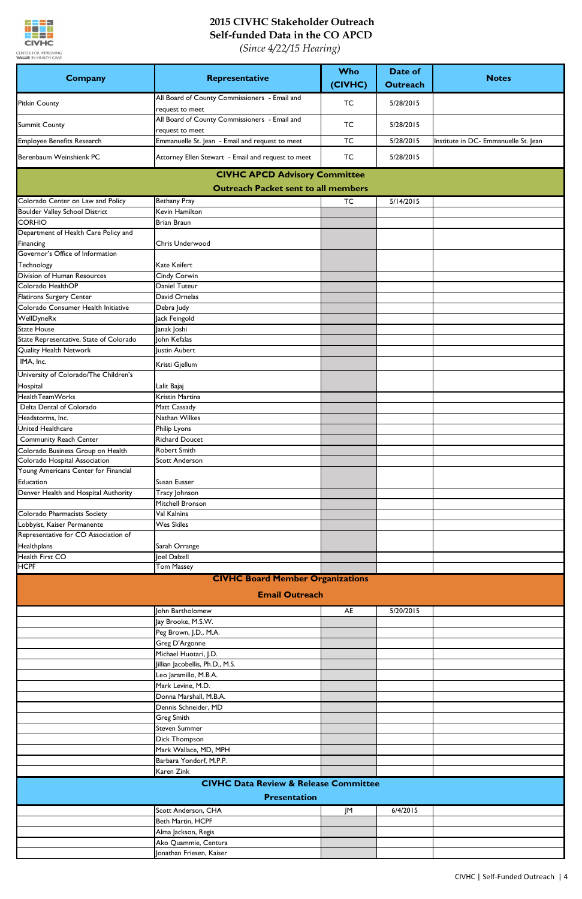# 2015 CIVHC Stakeholder Outreach
## Self-funded Data in the CO APCD
*(Since 4/22/15 Hearing)*

| Company | Representative | Who (CIVHC) | Date of Outreach | Notes |
|---|---|---|---|---|
| Pitkin County | All Board of County Commissioners - Email and request to meet | TC | 5/28/2015 | |
| Summit County | All Board of County Commissioners - Email and request to meet | TC | 5/28/2015 | |
| Employee Benefits Research | Emmanuelle St. Jean - Email and request to meet | TC | 5/28/2015 | Institute in DC- Emmanuelle St. Jean |
| Berenbaum Weinshienk PC | Attorney Ellen Stewart - Email and request to meet | TC | 5/28/2015 | |
| **CIVHC APCD Advisory Committee Outreach Packet sent to all members** | | | | |
| Colorado Center on Law and Policy | Bethany Pray | TC | 5/14/2015 | |
| Boulder Valley School District | Kevin Hamilton | | | |
| CORHIO | Brian Braun | | | |
| Department of Health Care Policy and Financing | Chris Underwood | | | |
| Governor's Office of Information Technology | Kate Keifert | | | |
| Division of Human Resources | Cindy Corwin | | | |
| Colorado HealthOP | Daniel Tuteur | | | |
| Flatirons Surgery Center | David Ornelas | | | |
| Colorado Consumer Health Initiative | Debra Judy | | | |
| WellDyneRx | Jack Feingold | | | |
| State House | Janak Joshi | | | |
| State Representative, State of Colorado | John Kefalas | | | |
| Quality Health Network | Justin Aubert | | | |
| IMA, Inc. | Kristi Gjellum | | | |
| University of Colorado/The Children's Hospital | Lalit Bajaj | | | |
| HealthTeamWorks | Kristin Martina | | | |
| Delta Dental of Colorado | Matt Cassady | | | |
| Headstorms, Inc. | Nathan Wilkes | | | |
| United Healthcare | Philip Lyons | | | |
| Community Reach Center | Richard Doucet | | | |
| Colorado Business Group on Health | Robert Smith | | | |
| Colorado Hospital Association | Scott Anderson | | | |
| Young Americans Center for Financial Education | Susan Eusser | | | |
| Denver Health and Hospital Authority | Tracy Johnson | | | |
| | Mitchell Bronson | | | |
| Colorado Pharmacists Society | Val Kalnins | | | |
| Lobbyist, Kaiser Permanente | Wes Skiles | | | |
| Representative for CO Association of Healthplans | Sarah Orrange | | | |
| Health First CO | Joel Dalzell | | | |
| HCPF | Tom Massey | | | |
| **CIVHC Board Member Organizations Email Outreach** | | | | |
| | John Bartholomew | AE | 5/20/2015 | |
| | Jay Brooke, M.S.W. | | | |
| | Peg Brown, J.D., M.A. | | | |
| | Greg D'Argonne | | | |
| | Michael Huotari, J.D. | | | |
| | Jillian Jacobellis, Ph.D., M.S. | | | |
| | Leo Jaramillo, M.B.A. | | | |
| | Mark Levine, M.D. | | | |
| | Donna Marshall, M.B.A. | | | |
| | Dennis Schneider, MD | | | |
| | Greg Smith | | | |
| | Steven Summer | | | |
| | Dick Thompson | | | |
| | Mark Wallace, MD, MPH | | | |
| | Barbara Yondorf, M.P.P. | | | |
| | Karen Zink | | | |
| **CIVHC Data Review & Release Committee Presentation** | | | | |
| | Scott Anderson, CHA | JM | 6/4/2015 | |
| | Beth Martin, HCPF | | | |
| | Alma Jackson, Regis | | | |
| | Ako Quammie, Centura | | | |
| | Jonathan Friesen, Kaiser | | | |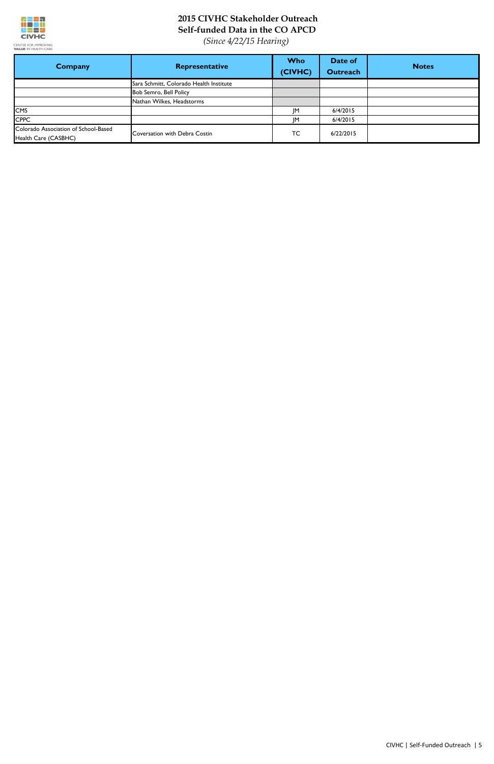# 2015 CIVHC Stakeholder Outreach
## Self-funded Data in the CO APCD
*(Since 4/22/15 Hearing)*

| Company | Representative | Who (CIVHC) | Date of Outreach | Notes |
|---|---|---|---|---|
| | Sara Schmitt, Colorado Health Institute | | | |
| | Bob Semro, Bell Policy | | | |
| | Nathan Wilkes, Headstorms | | | |
| CMS | | JM | 6/4/2015 | |
| CPPC | | JM | 6/4/2015 | |
| Colorado Association of School-Based Health Care (CASBHC) | Coversation with Debra Costin | TC | 6/22/2015 | |